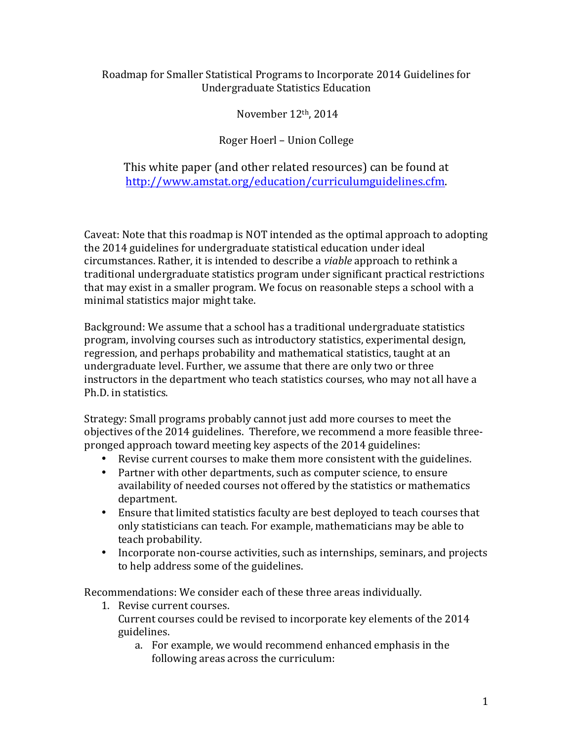# Roadmap for Smaller Statistical Programs to Incorporate 2014 Guidelines for Undergraduate Statistics Education

November 12th, 2014

Roger Hoerl – Union College

This white paper (and other related resources) can be found at http://www.amstat.org/education/curriculumguidelines.cfm.

Caveat: Note that this roadmap is NOT intended as the optimal approach to adopting the 2014 guidelines for undergraduate statistical education under ideal circumstances. Rather, it is intended to describe a *viable* approach to rethink a traditional undergraduate statistics program under significant practical restrictions that may exist in a smaller program. We focus on reasonable steps a school with a minimal statistics major might take.

Background: We assume that a school has a traditional undergraduate statistics program, involving courses such as introductory statistics, experimental design, regression, and perhaps probability and mathematical statistics, taught at an undergraduate level. Further, we assume that there are only two or three instructors in the department who teach statistics courses, who may not all have a Ph.D. in statistics.

Strategy: Small programs probably cannot just add more courses to meet the objectives of the 2014 guidelines. Therefore, we recommend a more feasible three-pronged approach toward meeting key aspects of the 2014 guidelines:

- Revise current courses to make them more consistent with the guidelines.
- Partner with other departments, such as computer science, to ensure availability of needed courses not offered by the statistics or mathematics department.
- Ensure that limited statistics faculty are best deployed to teach courses that only statisticians can teach. For example, mathematicians may be able to teach probability.
- Incorporate non-course activities, such as internships, seminars, and projects to help address some of the guidelines.

Recommendations: We consider each of these three areas individually.

1. Revise current courses.
   Current courses could be revised to incorporate key elements of the 2014 guidelines.
    a. For example, we would recommend enhanced emphasis in the following areas across the curriculum: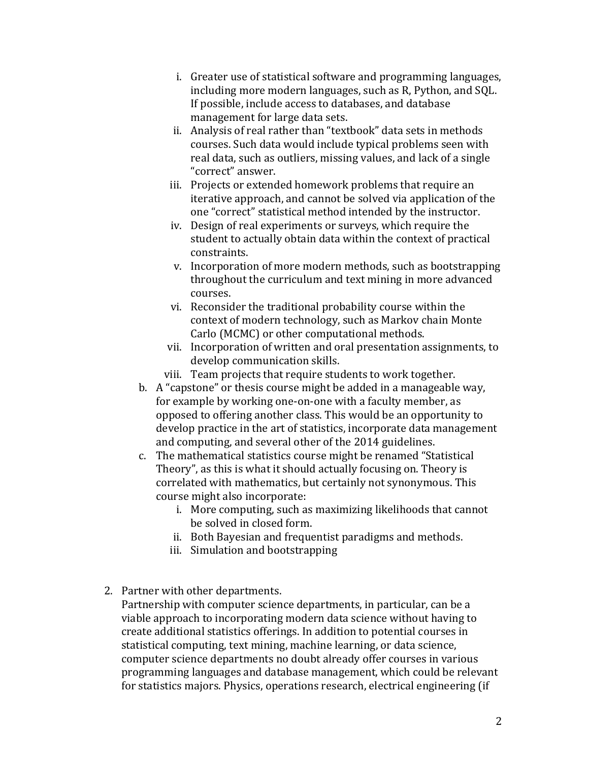i. Greater use of statistical software and programming languages, including more modern languages, such as R, Python, and SQL. If possible, include access to databases, and database management for large data sets.
   ii. Analysis of real rather than "textbook" data sets in methods courses. Such data would include typical problems seen with real data, such as outliers, missing values, and lack of a single "correct" answer.
   iii. Projects or extended homework problems that require an iterative approach, and cannot be solved via application of the one "correct" statistical method intended by the instructor.
   iv. Design of real experiments or surveys, which require the student to actually obtain data within the context of practical constraints.
   v. Incorporation of more modern methods, such as bootstrapping throughout the curriculum and text mining in more advanced courses.
   vi. Reconsider the traditional probability course within the context of modern technology, such as Markov chain Monte Carlo (MCMC) or other computational methods.
   vii. Incorporation of written and oral presentation assignments, to develop communication skills.
   viii. Team projects that require students to work together.

b. A "capstone" or thesis course might be added in a manageable way, for example by working one-on-one with a faculty member, as opposed to offering another class. This would be an opportunity to develop practice in the art of statistics, incorporate data management and computing, and several other of the 2014 guidelines.

c. The mathematical statistics course might be renamed "Statistical Theory", as this is what it should actually focusing on. Theory is correlated with mathematics, but certainly not synonymous. This course might also incorporate:
   i. More computing, such as maximizing likelihoods that cannot be solved in closed form.
   ii. Both Bayesian and frequentist paradigms and methods.
   iii. Simulation and bootstrapping

2. Partner with other departments.
   Partnership with computer science departments, in particular, can be a viable approach to incorporating modern data science without having to create additional statistics offerings. In addition to potential courses in statistical computing, text mining, machine learning, or data science, computer science departments no doubt already offer courses in various programming languages and database management, which could be relevant for statistics majors. Physics, operations research, electrical engineering (if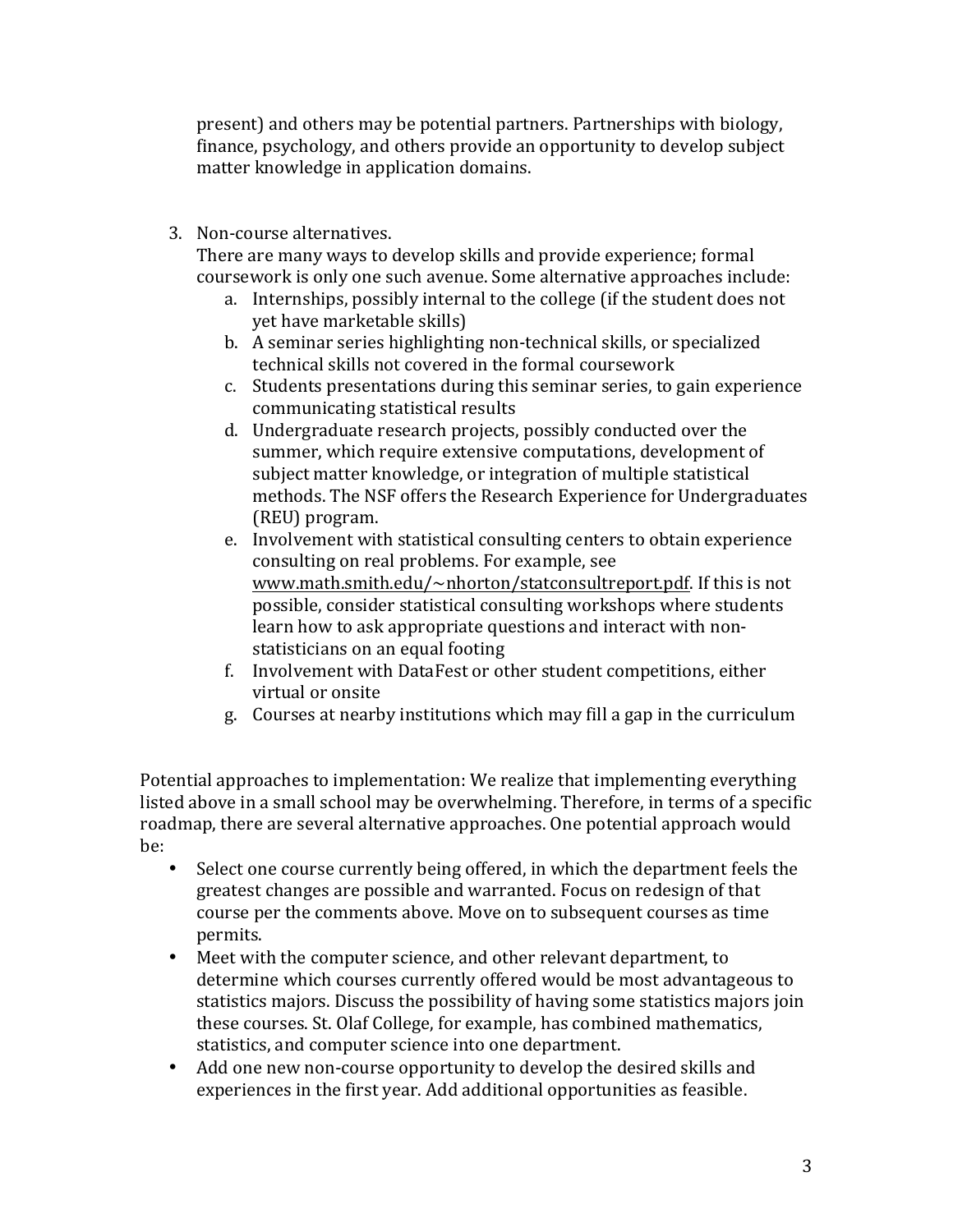present) and others may be potential partners. Partnerships with biology, finance, psychology, and others provide an opportunity to develop subject matter knowledge in application domains.

3. Non-course alternatives.
   There are many ways to develop skills and provide experience; formal coursework is only one such avenue. Some alternative approaches include:
   a. Internships, possibly internal to the college (if the student does not yet have marketable skills)
   b. A seminar series highlighting non-technical skills, or specialized technical skills not covered in the formal coursework
   c. Students presentations during this seminar series, to gain experience communicating statistical results
   d. Undergraduate research projects, possibly conducted over the summer, which require extensive computations, development of subject matter knowledge, or integration of multiple statistical methods. The NSF offers the Research Experience for Undergraduates (REU) program.
   e. Involvement with statistical consulting centers to obtain experience consulting on real problems. For example, see www.math.smith.edu/~nhorton/statconsultreport.pdf. If this is not possible, consider statistical consulting workshops where students learn how to ask appropriate questions and interact with non-statisticians on an equal footing
   f. Involvement with DataFest or other student competitions, either virtual or onsite
   g. Courses at nearby institutions which may fill a gap in the curriculum

Potential approaches to implementation: We realize that implementing everything listed above in a small school may be overwhelming. Therefore, in terms of a specific roadmap, there are several alternative approaches. One potential approach would be:

- Select one course currently being offered, in which the department feels the greatest changes are possible and warranted. Focus on redesign of that course per the comments above. Move on to subsequent courses as time permits.
- Meet with the computer science, and other relevant department, to determine which courses currently offered would be most advantageous to statistics majors. Discuss the possibility of having some statistics majors join these courses. St. Olaf College, for example, has combined mathematics, statistics, and computer science into one department.
- Add one new non-course opportunity to develop the desired skills and experiences in the first year. Add additional opportunities as feasible.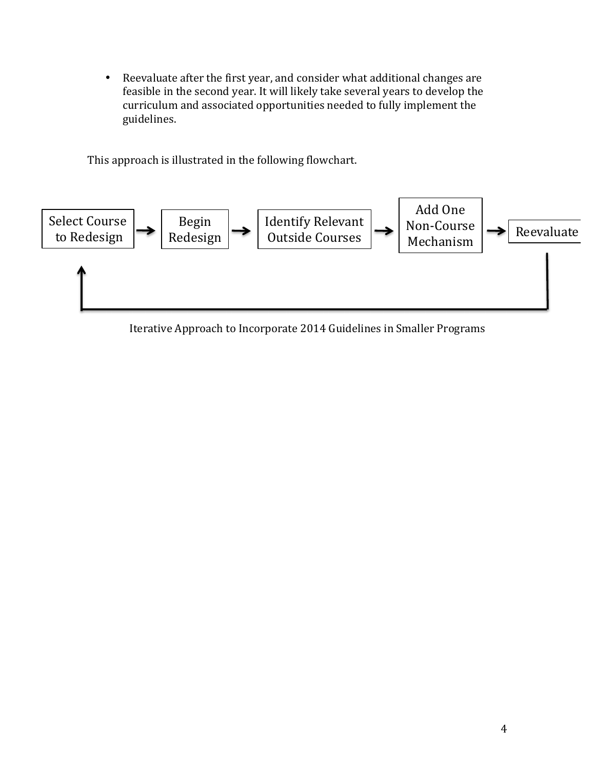- Reevaluate after the first year, and consider what additional changes are feasible in the second year. It will likely take several years to develop the curriculum and associated opportunities needed to fully implement the guidelines.

This approach is illustrated in the following flowchart.

Select Course to Redesign → Begin Redesign → Identify Relevant Outside Courses → Add One Non-Course Mechanism → Reevaluate

Iterative Approach to Incorporate 2014 Guidelines in Smaller Programs